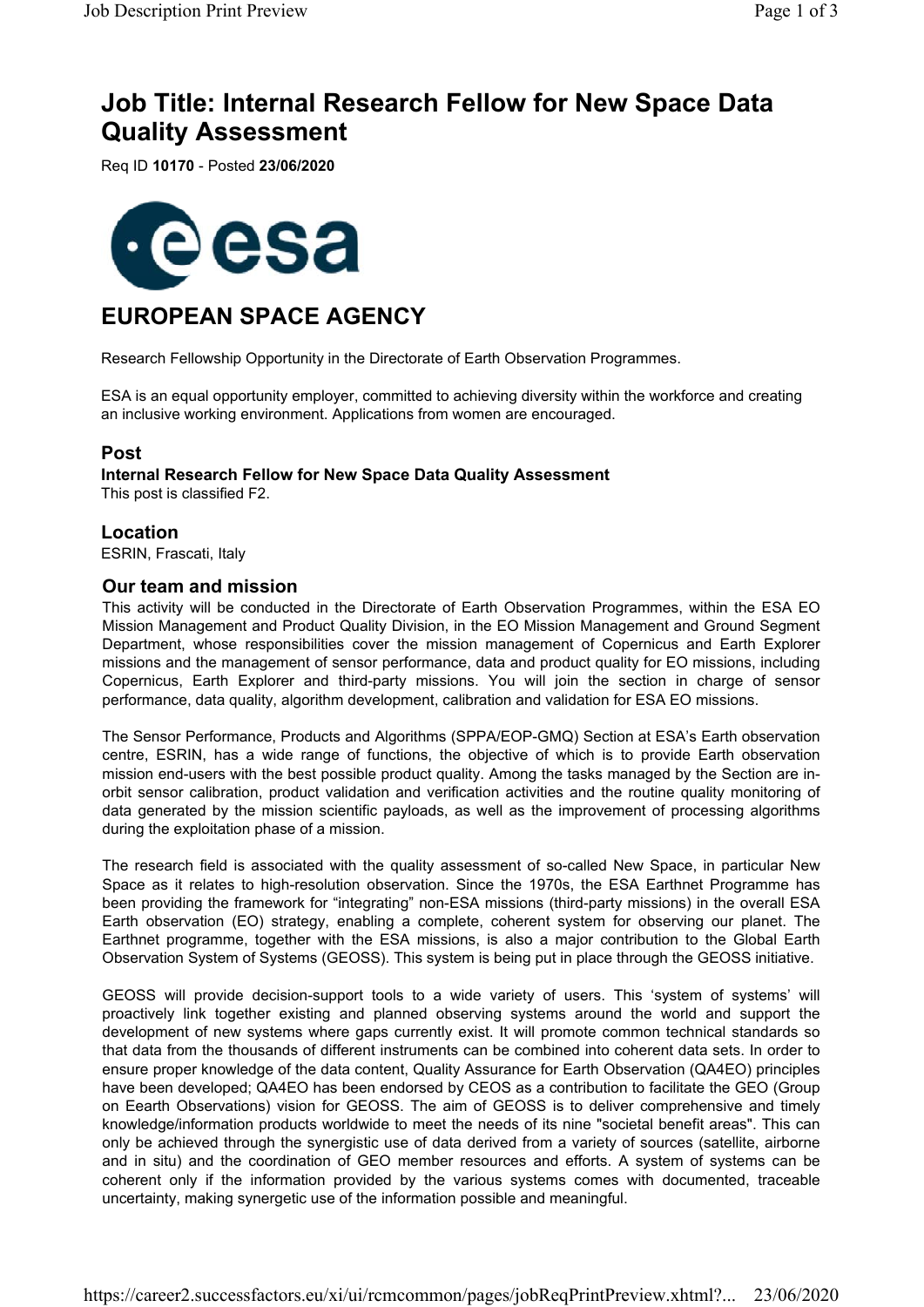# Job Title: Internal Research Fellow for New Space Data Quality Assessment

Req ID **10170** - Posted **23/06/2020**

## EUROPEAN SPACE AGENCY

Research Fellowship Opportunity in the Directorate of Earth Observation Programmes.

ESA is an equal opportunity employer, committed to achieving diversity within the workforce and creating an inclusive working environment. Applications from women are encouraged.

### Post

**Internal Research Fellow for New Space Data Quality Assessment**
This post is classified F2.

### Location

ESRIN, Frascati, Italy

### Our team and mission

This activity will be conducted in the Directorate of Earth Observation Programmes, within the ESA EO Mission Management and Product Quality Division, in the EO Mission Management and Ground Segment Department, whose responsibilities cover the mission management of Copernicus and Earth Explorer missions and the management of sensor performance, data and product quality for EO missions, including Copernicus, Earth Explorer and third-party missions. You will join the section in charge of sensor performance, data quality, algorithm development, calibration and validation for ESA EO missions.

The Sensor Performance, Products and Algorithms (SPPA/EOP-GMQ) Section at ESA's Earth observation centre, ESRIN, has a wide range of functions, the objective of which is to provide Earth observation mission end-users with the best possible product quality. Among the tasks managed by the Section are in-orbit sensor calibration, product validation and verification activities and the routine quality monitoring of data generated by the mission scientific payloads, as well as the improvement of processing algorithms during the exploitation phase of a mission.

The research field is associated with the quality assessment of so-called New Space, in particular New Space as it relates to high-resolution observation. Since the 1970s, the ESA Earthnet Programme has been providing the framework for "integrating" non-ESA missions (third-party missions) in the overall ESA Earth observation (EO) strategy, enabling a complete, coherent system for observing our planet. The Earthnet programme, together with the ESA missions, is also a major contribution to the Global Earth Observation System of Systems (GEOSS). This system is being put in place through the GEOSS initiative.

GEOSS will provide decision-support tools to a wide variety of users. This 'system of systems' will proactively link together existing and planned observing systems around the world and support the development of new systems where gaps currently exist. It will promote common technical standards so that data from the thousands of different instruments can be combined into coherent data sets. In order to ensure proper knowledge of the data content, Quality Assurance for Earth Observation (QA4EO) principles have been developed; QA4EO has been endorsed by CEOS as a contribution to facilitate the GEO (Group on Eearth Observations) vision for GEOSS. The aim of GEOSS is to deliver comprehensive and timely knowledge/information products worldwide to meet the needs of its nine "societal benefit areas". This can only be achieved through the synergistic use of data derived from a variety of sources (satellite, airborne and in situ) and the coordination of GEO member resources and efforts. A system of systems can be coherent only if the information provided by the various systems comes with documented, traceable uncertainty, making synergetic use of the information possible and meaningful.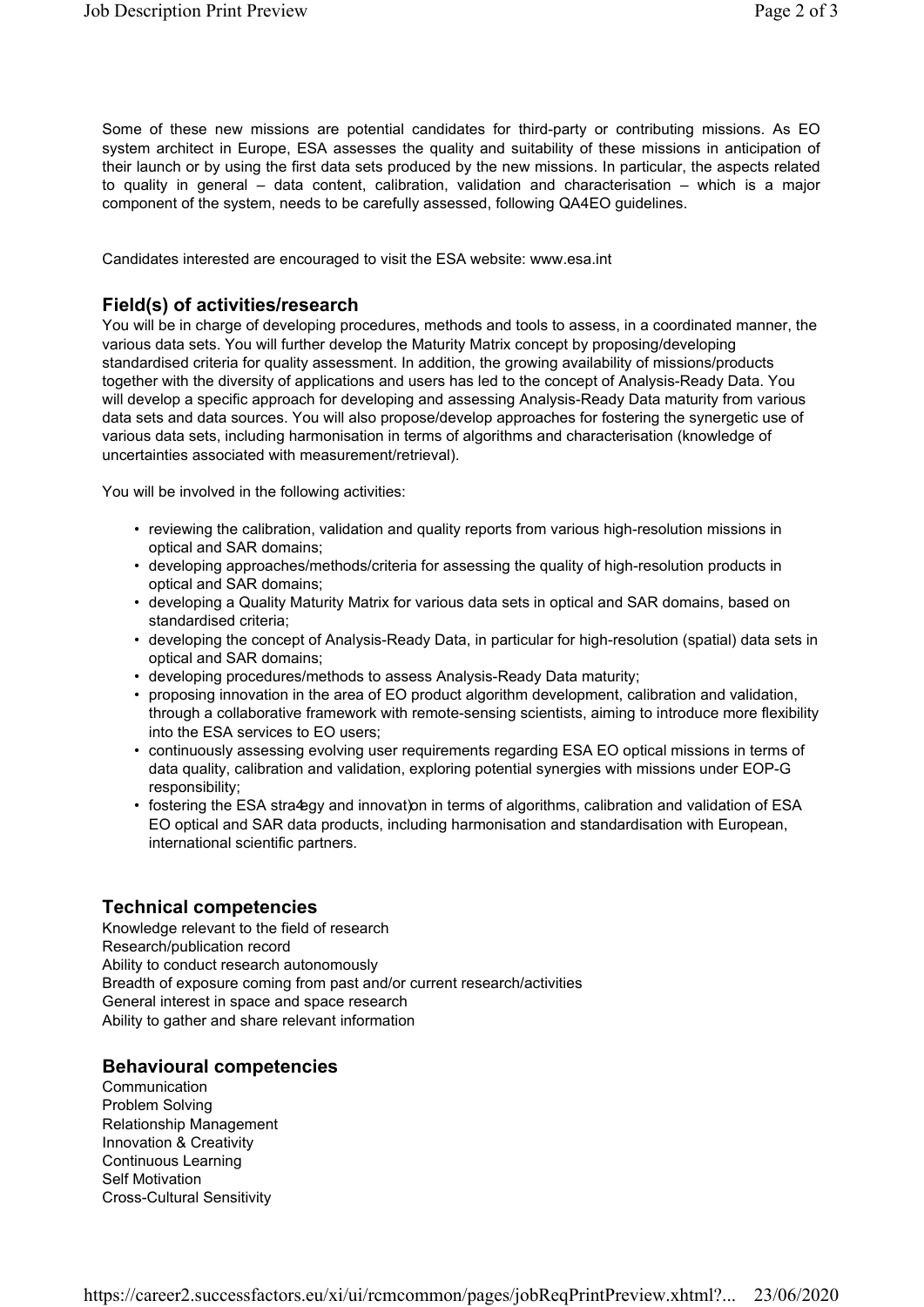Some of these new missions are potential candidates for third-party or contributing missions. As EO system architect in Europe, ESA assesses the quality and suitability of these missions in anticipation of their launch or by using the first data sets produced by the new missions. In particular, the aspects related to quality in general – data content, calibration, validation and characterisation – which is a major component of the system, needs to be carefully assessed, following QA4EO guidelines.

Candidates interested are encouraged to visit the ESA website: www.esa.int

## Field(s) of activities/research

You will be in charge of developing procedures, methods and tools to assess, in a coordinated manner, the various data sets. You will further develop the Maturity Matrix concept by proposing/developing standardised criteria for quality assessment. In addition, the growing availability of missions/products together with the diversity of applications and users has led to the concept of Analysis-Ready Data. You will develop a specific approach for developing and assessing Analysis-Ready Data maturity from various data sets and data sources. You will also propose/develop approaches for fostering the synergetic use of various data sets, including harmonisation in terms of algorithms and characterisation (knowledge of uncertainties associated with measurement/retrieval).

You will be involved in the following activities:

- reviewing the calibration, validation and quality reports from various high-resolution missions in optical and SAR domains;
- developing approaches/methods/criteria for assessing the quality of high-resolution products in optical and SAR domains;
- developing a Quality Maturity Matrix for various data sets in optical and SAR domains, based on standardised criteria;
- developing the concept of Analysis-Ready Data, in particular for high-resolution (spatial) data sets in optical and SAR domains;
- developing procedures/methods to assess Analysis-Ready Data maturity;
- proposing innovation in the area of EO product algorithm development, calibration and validation, through a collaborative framework with remote-sensing scientists, aiming to introduce more flexibility into the ESA services to EO users;
- continuously assessing evolving user requirements regarding ESA EO optical missions in terms of data quality, calibration and validation, exploring potential synergies with missions under EOP-G responsibility;
- fostering the ESA strategy and innovation in terms of algorithms, calibration and validation of ESA EO optical and SAR data products, including harmonisation and standardisation with European, international scientific partners.

## Technical competencies

Knowledge relevant to the field of research
Research/publication record
Ability to conduct research autonomously
Breadth of exposure coming from past and/or current research/activities
General interest in space and space research
Ability to gather and share relevant information

## Behavioural competencies

Communication
Problem Solving
Relationship Management
Innovation & Creativity
Continuous Learning
Self Motivation
Cross-Cultural Sensitivity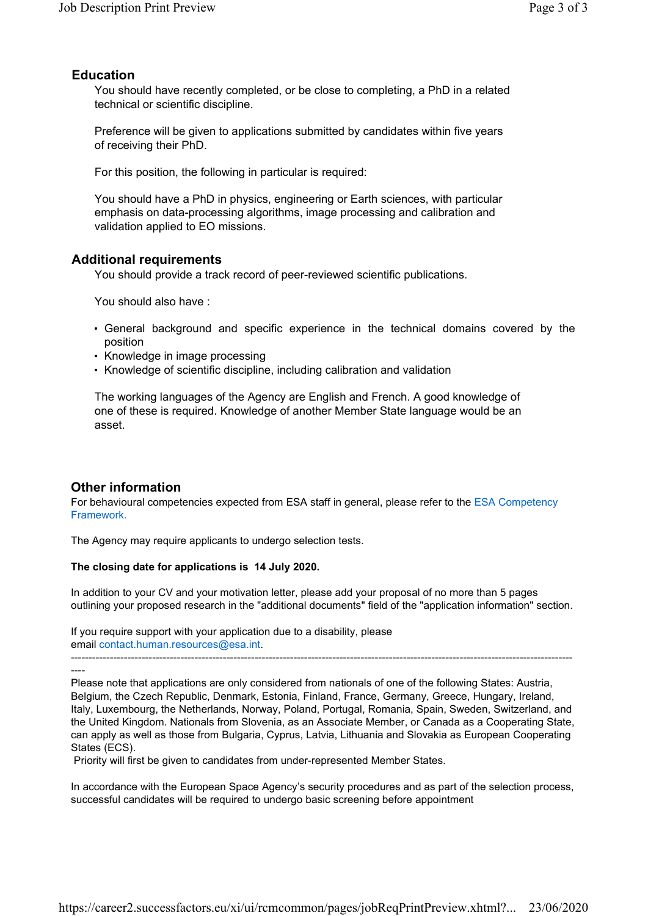## Education

You should have recently completed, or be close to completing, a PhD in a related technical or scientific discipline.

Preference will be given to applications submitted by candidates within five years of receiving their PhD.

For this position, the following in particular is required:

You should have a PhD in physics, engineering or Earth sciences, with particular emphasis on data-processing algorithms, image processing and calibration and validation applied to EO missions.

## Additional requirements

You should provide a track record of peer-reviewed scientific publications.

You should also have :

- General background and specific experience in the technical domains covered by the position
- Knowledge in image processing
- Knowledge of scientific discipline, including calibration and validation

The working languages of the Agency are English and French. A good knowledge of one of these is required. Knowledge of another Member State language would be an asset.

## Other information

For behavioural competencies expected from ESA staff in general, please refer to the ESA Competency Framework.

The Agency may require applicants to undergo selection tests.

**The closing date for applications is 14 July 2020.**

In addition to your CV and your motivation letter, please add your proposal of no more than 5 pages outlining your proposed research in the "additional documents" field of the "application information" section.

If you require support with your application due to a disability, please email contact.human.resources@esa.int.

---

Please note that applications are only considered from nationals of one of the following States: Austria, Belgium, the Czech Republic, Denmark, Estonia, Finland, France, Germany, Greece, Hungary, Ireland, Italy, Luxembourg, the Netherlands, Norway, Poland, Portugal, Romania, Spain, Sweden, Switzerland, and the United Kingdom. Nationals from Slovenia, as an Associate Member, or Canada as a Cooperating State, can apply as well as those from Bulgaria, Cyprus, Latvia, Lithuania and Slovakia as European Cooperating States (ECS).

Priority will first be given to candidates from under-represented Member States.

In accordance with the European Space Agency's security procedures and as part of the selection process, successful candidates will be required to undergo basic screening before appointment